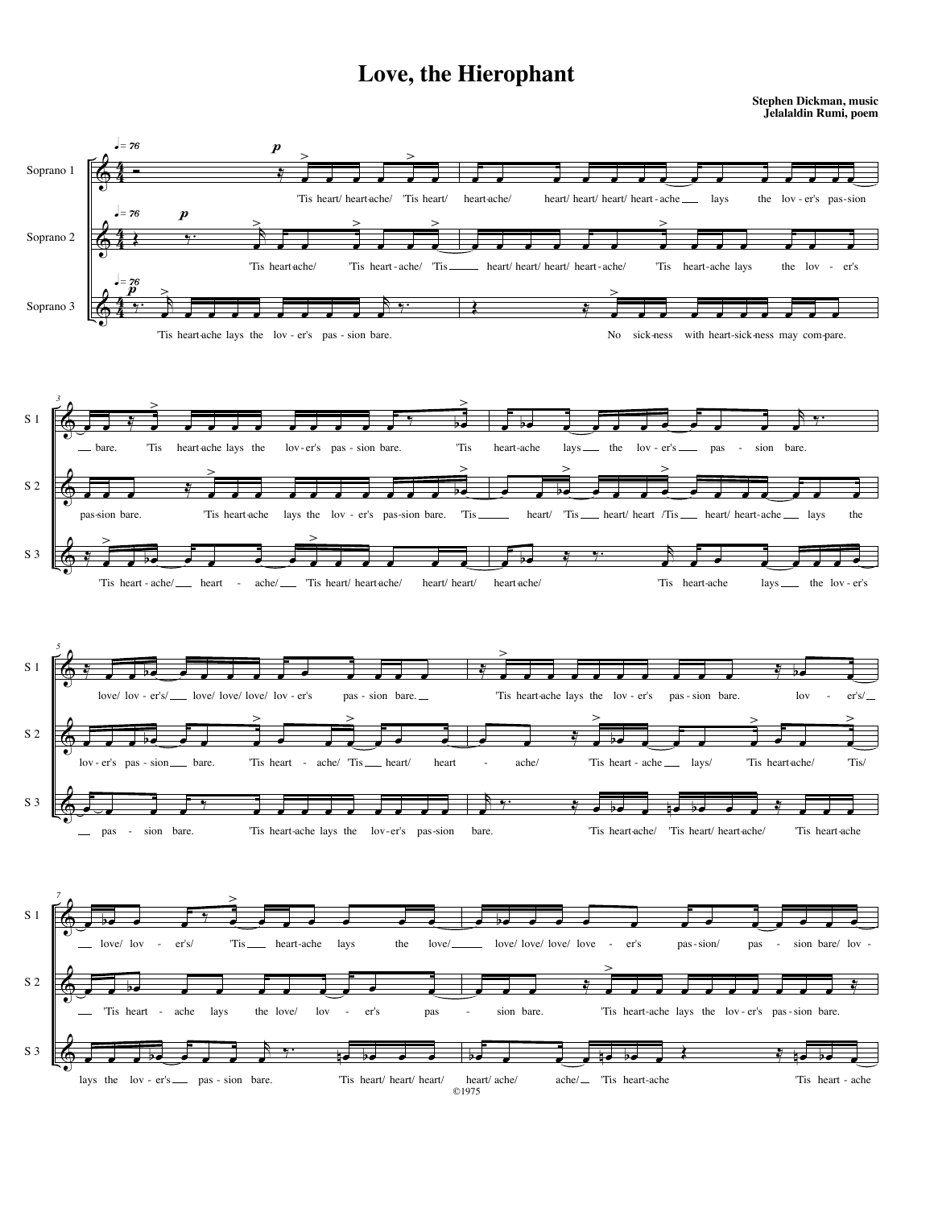# Love, the Hierophant

**Stephen Dickman, music**
**Jelalaldin Rumi, poem**

©1975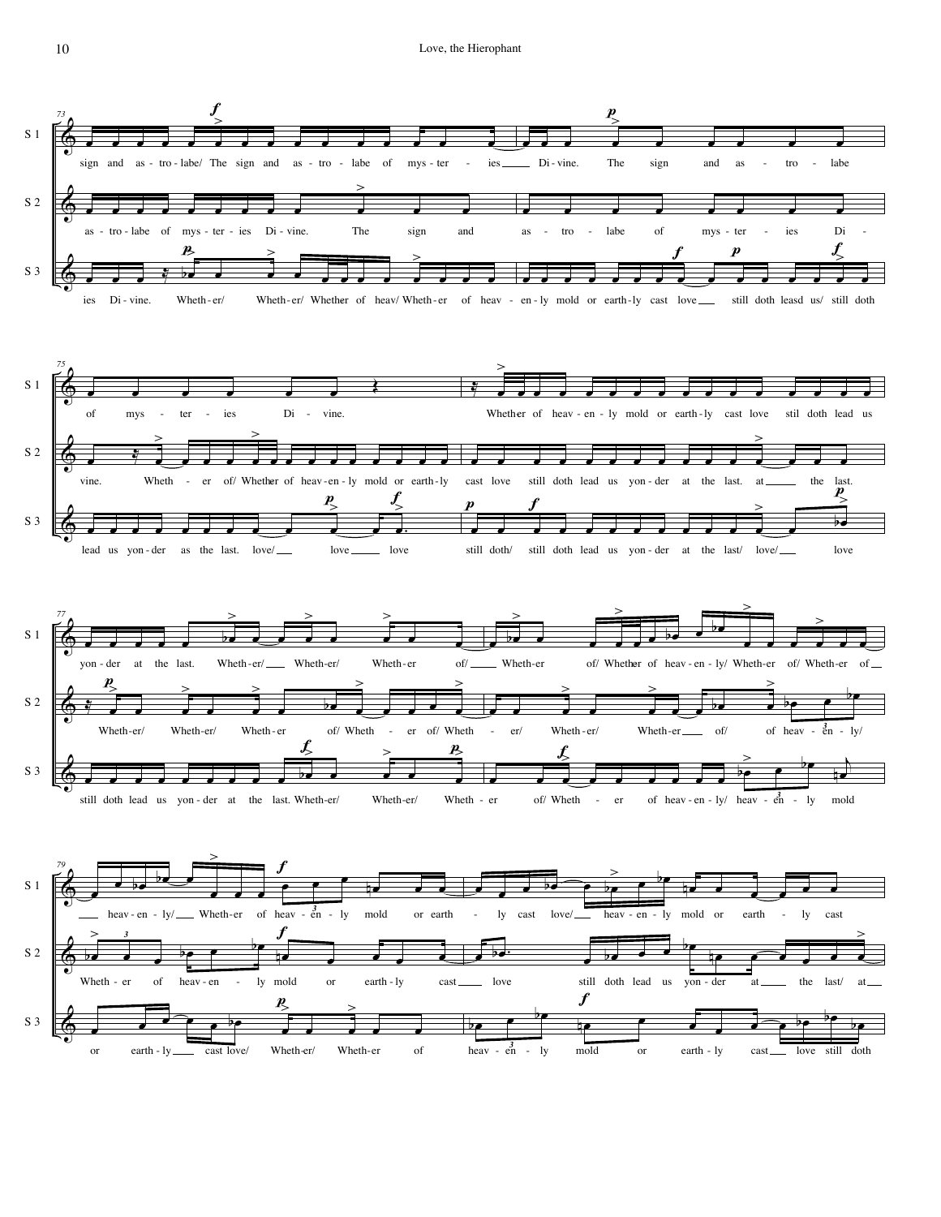S 1

sign and as - tro - labe/ The sign and as - tro - labe of mys - ter - ies Di - vine. The sign and as - tro - labe

of mys - ter - ies Di - vine. Whether of heav - en - ly mold or earth - ly cast love stil doth lead us

yon - der at the last. Wheth - er/ Wheth - er/ Wheth - er of/ Wheth - er of/ Whether of heav - en - ly/ Wheth - er of/ Wheth - er of

heav - en - ly/ Wheth - er of heav - en - ly mold or earth - ly cast love/ heav - en - ly mold or earth - ly cast

S 2

as - tro - labe of mys - ter - ies Di - vine. The sign and as - tro - labe of mys - ter - ies Di -

vine. Wheth - er of/ Whether of heav - en - ly mold or earth - ly cast love still doth lead us yon - der at the last. at the last.

Wheth - er/ Wheth - er/ Wheth - er of/ Wheth - er of/ Wheth - er/ Wheth - er/ Wheth - er of/ of heav - en - ly/

Wheth - er of heav - en - ly mold or earth - ly cast love still doth lead us yon - der at the last/ at

S 3

ies Di - vine. Wheth - er/ Wheth - er/ Whether of heav/ Wheth - er of heav - en - ly mold or earth - ly cast love still doth leasd us/ still doth

lead us yon - der as the last. love/ love love still doth/ still doth lead us yon - der at the last/ love/ love

still doth lead us yon - der at the last. Wheth - er/ Wheth - er/ Wheth - er of/ Wheth - er of heav - en - ly/ heav - en - ly mold

or earth - ly cast love/ Wheth - er/ Wheth - er of heav - en - ly mold or earth - ly cast love still doth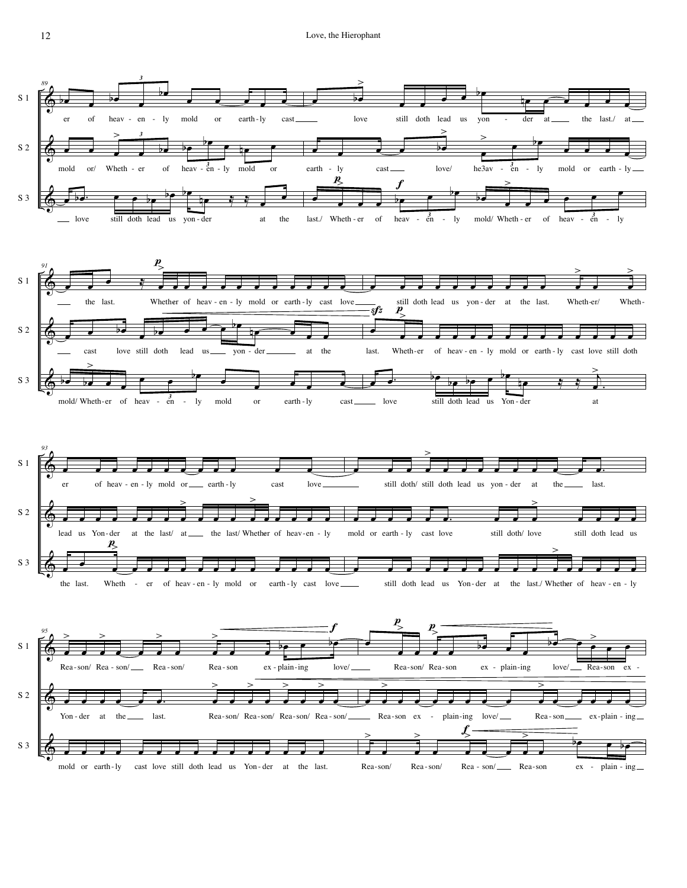89

S 1: er of heav - en - ly mold or earth - ly cast love still doth lead us yon - der at the last./ at

S 2: mold or/ Wheth - er of heav - en - ly mold or earth - ly cast love/ he3av - en - ly mold or earth - ly

S 3: love still doth lead us yon - der at the last./ Wheth - er of heav - en - ly mold/ Wheth - er of heav - en - ly

91

S 1: the last. Whether of heav - en - ly mold or earth - ly cast love still doth lead us yon - der at the last. Wheth-er/ Wheth-

S 2: cast love still doth lead us yon - der at the last. Wheth - er of heav - en - ly mold or earth - ly cast love still doth

S 3: mold/ Wheth - er of heav - en - ly mold or earth - ly cast love still doth lead us Yon - der at

93

S 1: er of heav - en - ly mold or earth - ly cast love still doth/ still doth lead us yon - der at the last.

S 2: lead us Yon - der at the last/ at the last/ Whether of heav - en - ly mold or earth - ly cast love still doth/ love still doth lead us

S 3: the last. Wheth - er of heav - en - ly mold or earth - ly cast love still doth lead us Yon - der at the last./ Whether of heav - en - ly

95

S 1: Rea - son/ Rea - son/ Rea - son/ Rea - son ex - plain - ing love/ Rea - son/ Rea - son ex - plain - ing love/ Rea - son ex -

S 2: Yon - der at the last. Rea - son/ Rea - son/ Rea - son/ Rea - son/ Rea - son ex - plain - ing love/ Rea - son ex - plain - ing

S 3: mold or earth - ly cast love still doth lead us Yon - der at the last. Rea - son/ Rea - son/ Rea - son/ Rea - son ex - plain - ing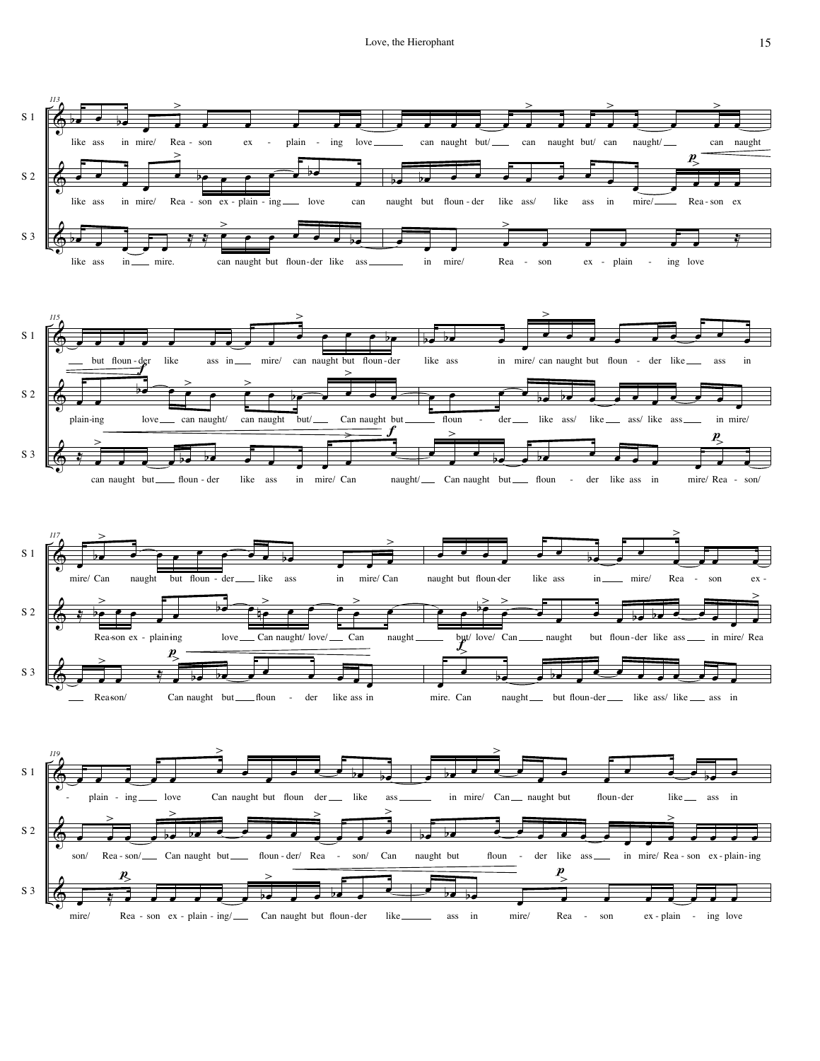**113**

S 1: like ass in mire/ Rea - son ex - plain - ing love can naught but/ can naught but/ can naught/ can naught

S 2: like ass in mire/ Rea - son ex - plain - ing love can naught but floun - der like ass/ like ass in mire/ Rea - son ex

S 3: like ass in mire. can naught but floun - der like ass in mire/ Rea - son ex - plain - ing love

**115**

S 1: but floun - der like ass in mire/ can naught but floun - der like ass in mire/ can naught but floun - der like ass in

S 2: plain - ing love can naught/ can naught but/ Can naught but floun - der like ass/ like ass/ like ass in mire/

S 3: can naught but floun - der like ass in mire/ Can naught/ Can naught but floun - der like ass in mire/ Rea - son/

**117**

S 1: mire/ Can naught but floun - der like ass in mire/ Can naught but floun - der like ass in mire/ Rea - son ex -

S 2: Rea - son ex - plain - ing love Can naught/ love/ Can naught but/ love/ Can naught but floun - der like ass in mire/ Rea

S 3: Rea - son/ Can naught but floun - der like ass in mire. Can naught but floun - der like ass/ like ass in

**119**

S 1: plain - ing love Can naught but floun der like ass in mire/ Can naught but floun - der like ass in

S 2: son/ Rea - son/ Can naught but floun - der/ Rea - son/ Can naught but floun - der like ass in mire/ Rea - son ex - plain - ing

S 3: mire/ Rea - son ex - plain - ing/ Can naught but floun - der like ass in mire/ Rea - son ex - plain - ing love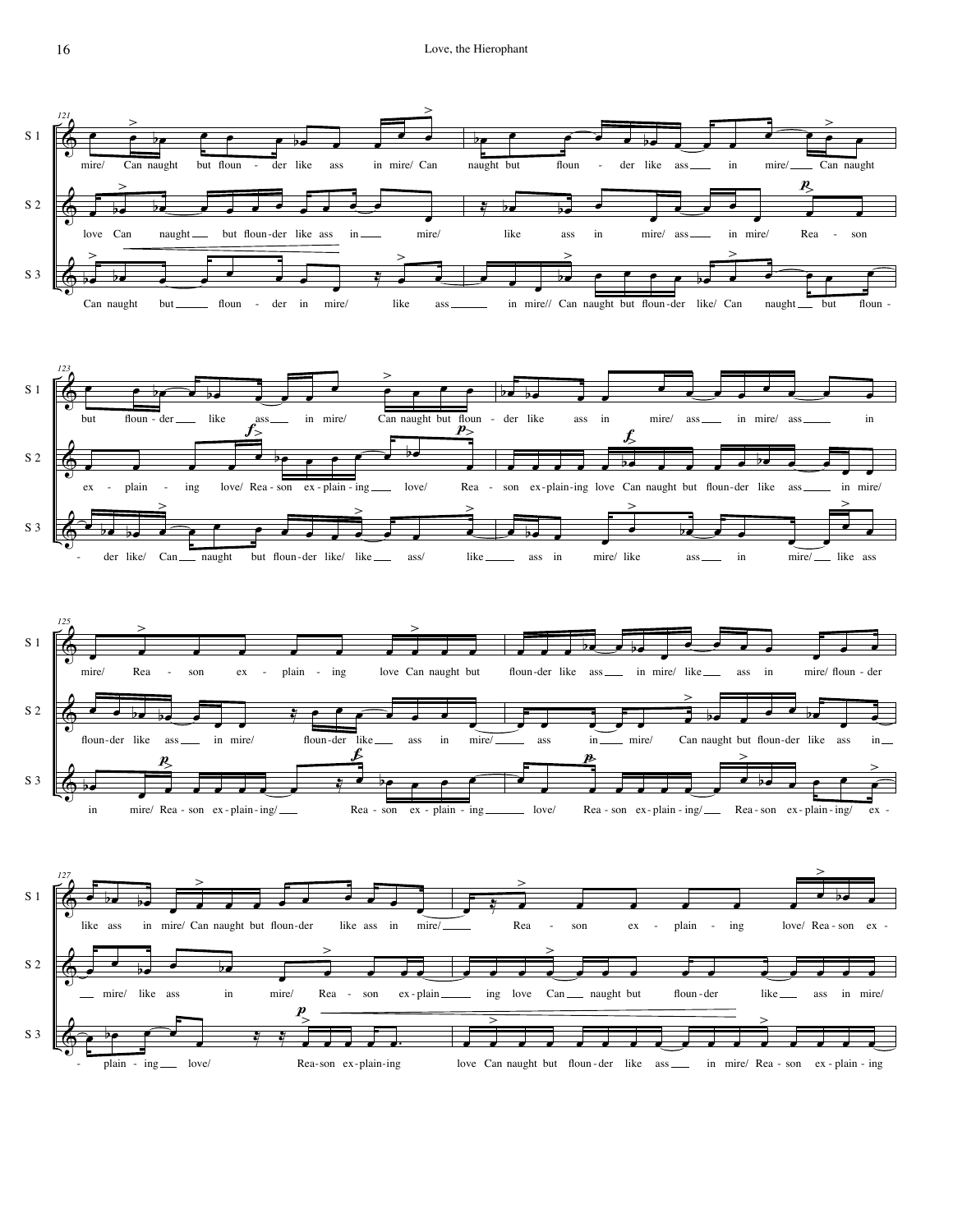121

S 1: mire/ Can naught but floun - der like ass in mire/ Can naught but floun - der like ass in mire/ Can naught

S 2: love Can naught but floun-der like ass in mire/ like ass in mire/ ass in mire/ Rea - son

S 3: Can naught but floun - der in mire/ like ass in mire// Can naught but floun-der like/ Can naught but floun -

123

S 1: but floun - der like ass in mire/ Can naught but floun - der like ass in mire/ ass in mire/ ass in

S 2: ex - plain - ing love/ Rea - son ex - plain - ing love/ Rea - son ex-plain-ing love Can naught but floun-der like ass in mire/

S 3: - der like/ Can naught but floun-der like/ like ass/ like ass in mire/ like ass in mire/ like ass

125

S 1: mire/ Rea - son ex - plain - ing love Can naught but floun-der like ass in mire/ like ass in mire/ floun - der

S 2: floun-der like ass in mire/ floun-der like ass in mire/ ass in mire/ Can naught but floun-der like ass in

S 3: in mire/ Rea - son ex - plain - ing/ Rea - son ex - plain - ing love/ Rea - son ex - plain - ing/ Rea - son ex - plain - ing/ ex -

127

S 1: like ass in mire/ Can naught but floun-der like ass in mire/ Rea - son ex - plain - ing love/ Rea - son ex -

S 2: mire/ like ass in mire/ Rea - son ex-plain ing love Can naught but floun - der like ass in mire/

S 3: - plain - ing love/ Rea-son ex-plain-ing love Can naught but floun - der like ass in mire/ Rea - son ex - plain - ing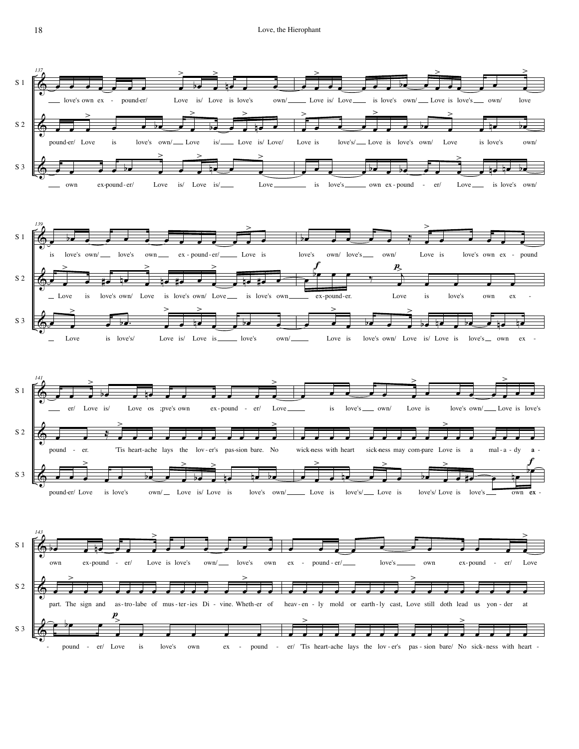137

S 1: love's own ex - pound-er/ Love is/ Love is love's own/ Love is/ Love is love's own/ Love is love's own/ love

S 2: pound-er/ Love is love's own/ Love is/ Love is/ Love/ Love is love's/ Love is love's own/ Love is love's own/

S 3: own ex-pound - er/ Love is/ Love is/ Love is love's own ex - pound - er/ Love is love's own/

139

S 1: is love's own/ love's own ex - pound - er/ Love is love's own/ love's own/ Love is love's own ex - pound

S 2: Love is love's own/ Love is love's own/ Love is love's own ex-pound-er. Love is love's own ex -

S 3: Love is love's/ Love is/ Love is love's own/ Love is love's own/ Love is/ Love is love's own ex -

141

S 1: er/ Love is/ Love os ;pve's own ex - pound - er/ Love is love's own/ Love is love's own/ Love is love's

S 2: pound - er. 'Tis heart-ache lays the lov - er's pas-sion bare. No wick-ness with heart sick-ness may com-pare Love is a mal - a - dy a -

S 3: pound-er/ Love is love's own/ Love is/ Love is love's own/ Love is love's/ Love is love's/ Love is love's own ex -

143

S 1: own ex-pound - er/ Love is love's own/ love's own ex - pound - er/ love's own ex-pound - er/ Love

S 2: part. The sign and as - tro - labe of mus - ter - ies Di - vine. Wheth-er of heav - en - ly mold or earth - ly cast, Love still doth lead us yon - der at

S 3: pound - er/ Love is love's own ex - pound - er/ 'Tis heart-ache lays the lov - er's pas - sion bare/ No sick-ness with heart -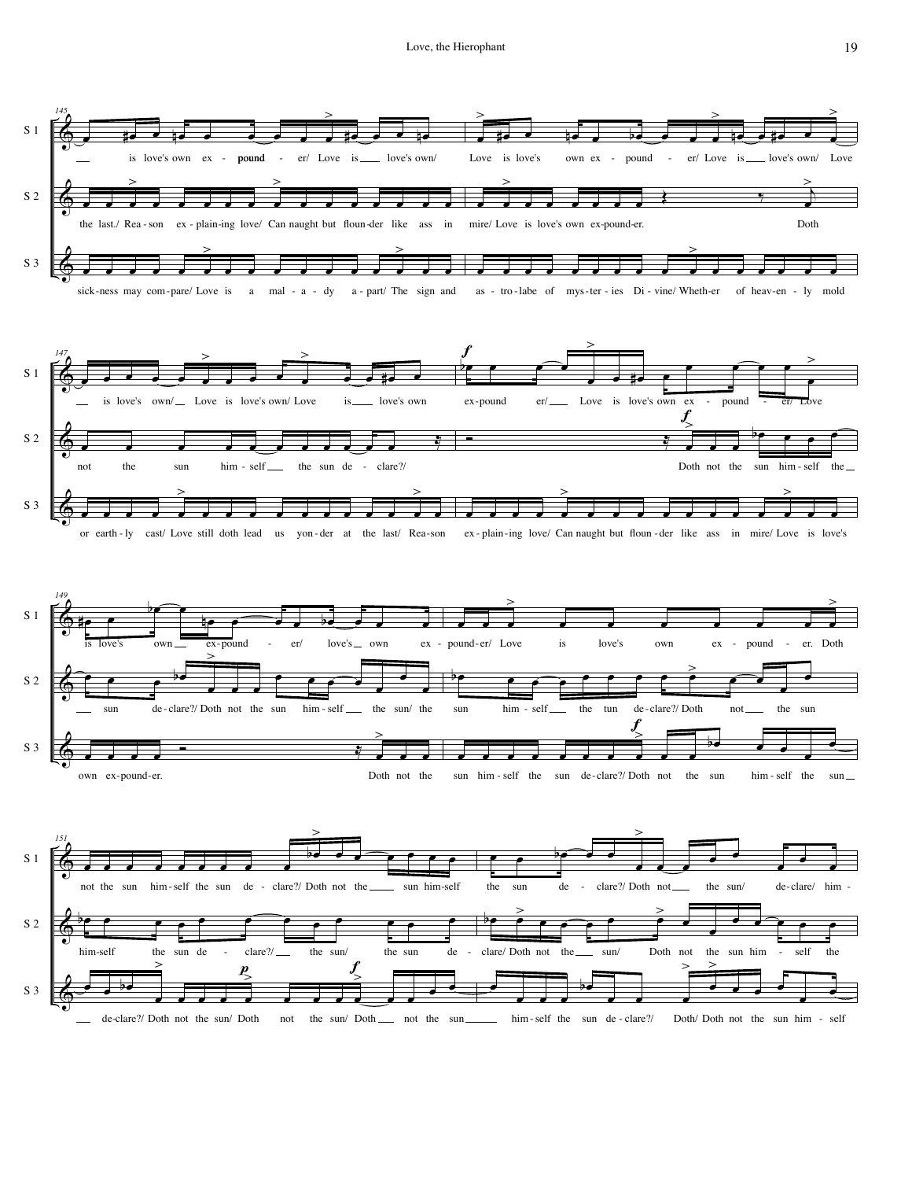**145**

S 1: is love's own ex - pound - er/ Love is love's own/ Love is love's own ex - pound - er/ Love is love's own/ Love

S 2: the last./ Rea - son ex - plain - ing love/ Can naught but floun - der like ass in mire/ Love is love's own ex - pound - er. Doth

S 3: sick - ness may com - pare/ Love is a mal - a - dy a - part/ The sign and as - tro - labe of mys - ter - ies Di - vine/ Wheth - er of heav - en - ly mold

**147**

S 1: is love's own/ Love is love's own/ Love is love's own *f* ex - pound er/ Love is love's own ex - pound - er/ Love

S 2: not the sun him - self the sun de - clare?/ *f* Doth not the sun him - self the

S 3: or earth - ly cast/ Love still doth lead us yon - der at the last/ Rea - son ex - plain - ing love/ Can naught but floun - der like ass in mire/ Love is love's

**149**

S 1: is love's own ex - pound - er/ love's own ex - pound - er/ Love is love's own ex - pound - er. Doth

S 2: sun de - clare?/ Doth not the sun him - self the sun/ the sun him - self the tun de - clare?/ Doth not the sun

S 3: own ex - pound - er. Doth not the sun him - self the sun de - clare?/ *f* Doth not the sun him - self the sun

**151**

S 1: not the sun him - self the sun de - clare?/ Doth not the sun him - self the sun de - clare?/ Doth not the sun/ de - clare/ him -

S 2: him - self the sun de - clare?/ the sun/ the sun de - clare/ Doth not the sun/ Doth not the sun him - self the

S 3: de - clare?/ Doth not the sun/ *p* Doth not the sun/ *f* Doth not the sun him - self the sun de - clare?/ Doth/ Doth not the sun him - self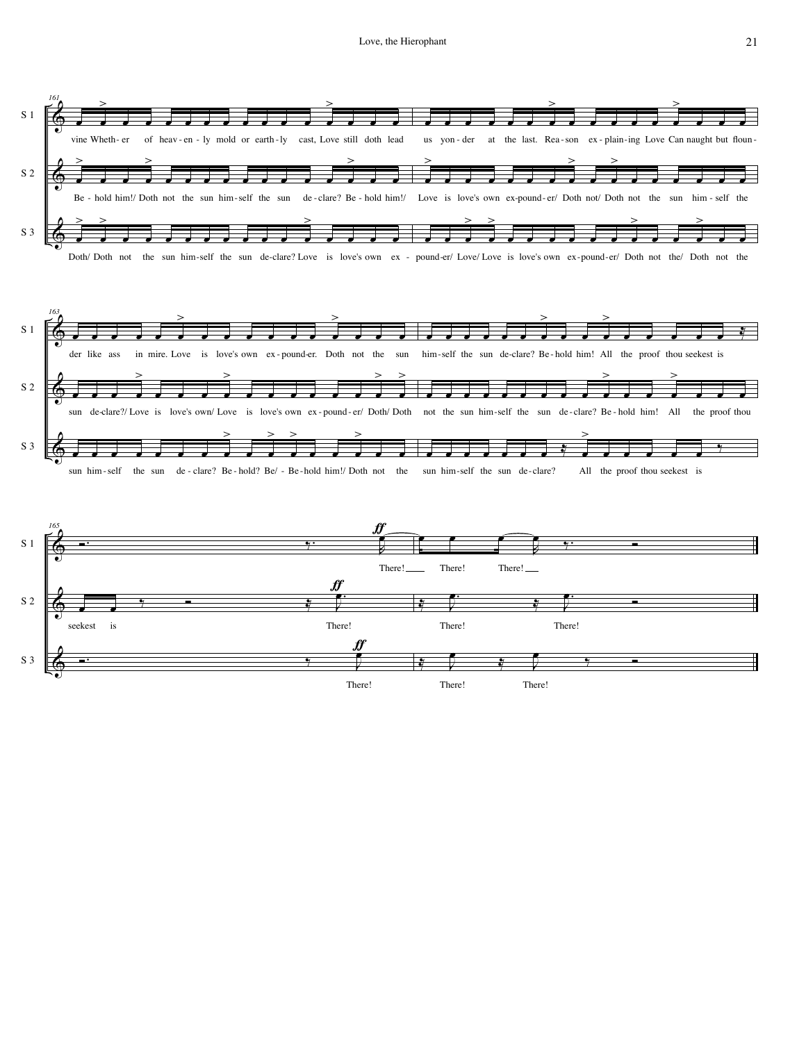S 1: vine Wheth - er of heav - en - ly mold or earth - ly cast, Love still doth lead us yon - der at the last. Rea - son ex - plain - ing Love Can naught but floun - der like ass in mire. Love is love's own ex - pound - er. Doth not the sun him - self the sun de - clare? Be - hold him! All the proof thou seekest is There! There! There!

S 2: Be - hold him!/ Doth not the sun him - self the sun de - clare? Be - hold him!/ Love is love's own ex - pound - er/ Doth not/ Doth not the sun him - self the sun de - clare?/ Love is love's own/ Love is love's own ex - pound - er/ Doth/ Doth not the sun him - self the sun de - clare? Be - hold him! All the proof thou seekest is There! There! There!

S 3: Doth/ Doth not the sun him - self the sun de - clare? Love is love's own ex - pound - er/ Love/ Love is love's own ex - pound - er/ Doth not the/ Doth not the sun him - self the sun de - clare? Be - hold? Be/ - Be - hold him!/ Doth not the sun him - self the sun de - clare? All the proof thou seekest is There! There! There!